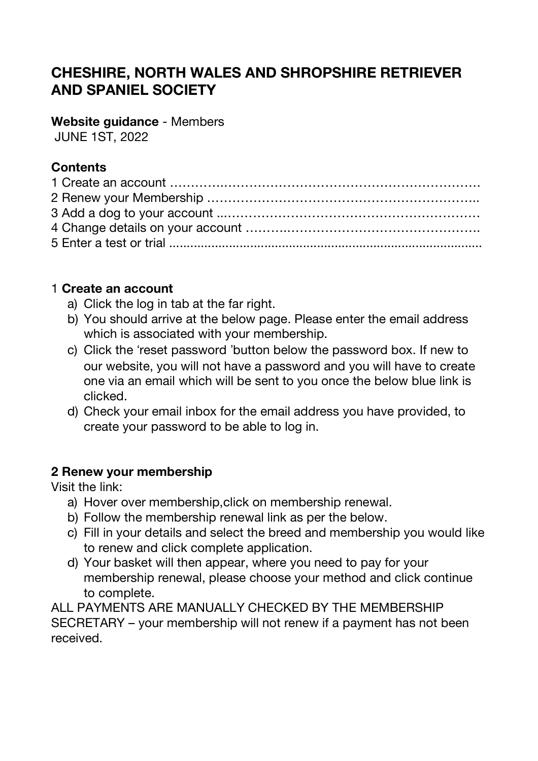# CHESHIRE, NORTH WALES AND SHROPSHIRE RETRIEVER AND SPANIEL SOCIETY

**Website guidance** - Members
JUNE 1ST, 2022

**Contents**

1 Create an account ………………………………………………………………
2 Renew your Membership ……………………………………………………..
3 Add a dog to your account ..…………………………………………………
4 Change details on your account ……………………………………………..
5 Enter a test or trial ........................................................................................

1 **Create an account**

a) Click the log in tab at the far right.
b) You should arrive at the below page. Please enter the email address which is associated with your membership.
c) Click the 'reset password 'button below the password box. If new to our website, you will not have a password and you will have to create one via an email which will be sent to you once the below blue link is clicked.
d) Check your email inbox for the email address you have provided, to create your password to be able to log in.

**2 Renew your membership**

Visit the link:

a) Hover over membership,click on membership renewal.
b) Follow the membership renewal link as per the below.
c) Fill in your details and select the breed and membership you would like to renew and click complete application.
d) Your basket will then appear, where you need to pay for your membership renewal, please choose your method and click continue to complete.

ALL PAYMENTS ARE MANUALLY CHECKED BY THE MEMBERSHIP SECRETARY – your membership will not renew if a payment has not been received.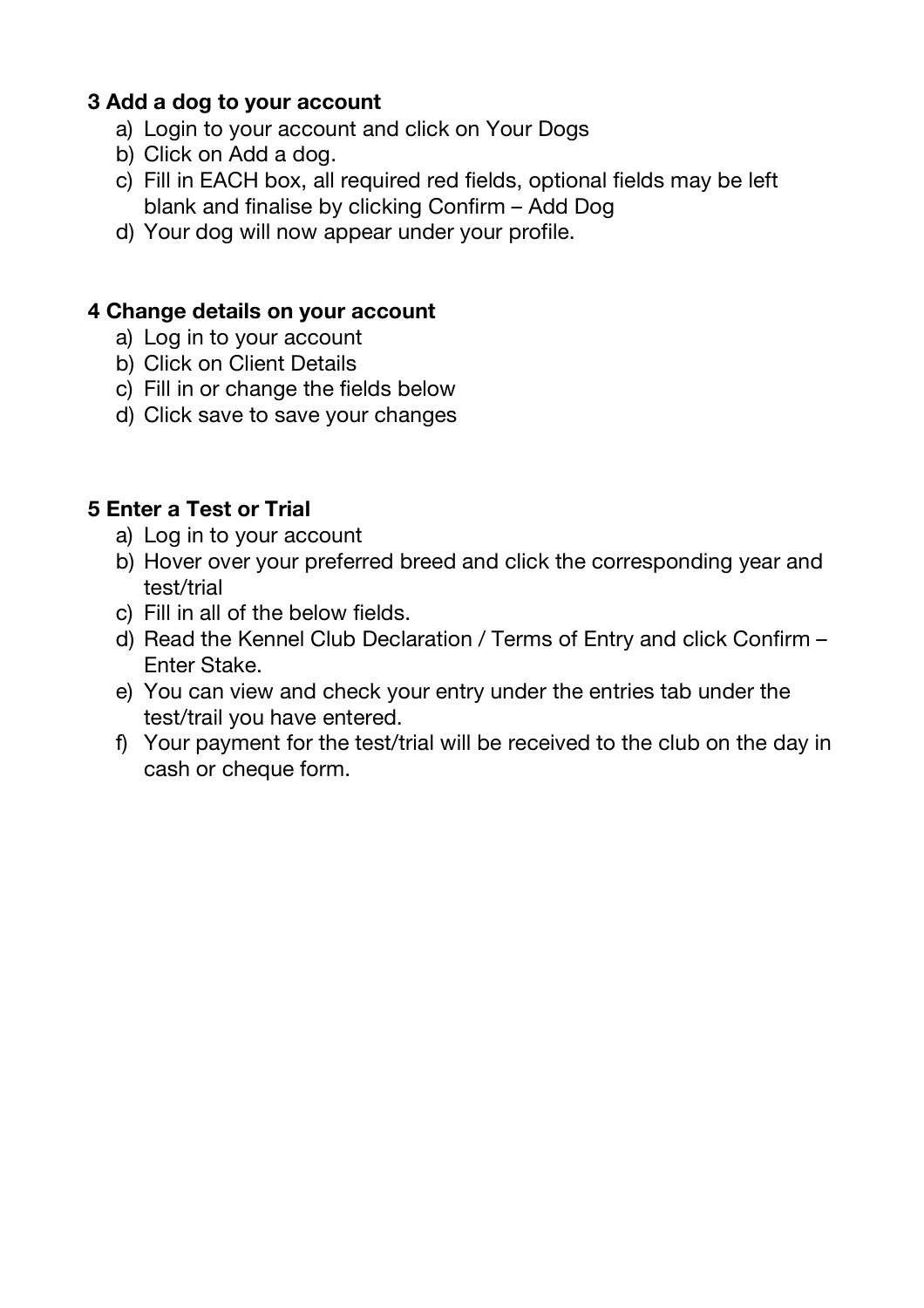### 3 Add a dog to your account

a) Login to your account and click on Your Dogs
b) Click on Add a dog.
c) Fill in EACH box, all required red fields, optional fields may be left blank and finalise by clicking Confirm – Add Dog
d) Your dog will now appear under your profile.

### 4 Change details on your account

a) Log in to your account
b) Click on Client Details
c) Fill in or change the fields below
d) Click save to save your changes

### 5 Enter a Test or Trial

a) Log in to your account
b) Hover over your preferred breed and click the corresponding year and test/trial
c) Fill in all of the below fields.
d) Read the Kennel Club Declaration / Terms of Entry and click Confirm – Enter Stake.
e) You can view and check your entry under the entries tab under the test/trail you have entered.
f) Your payment for the test/trial will be received to the club on the day in cash or cheque form.